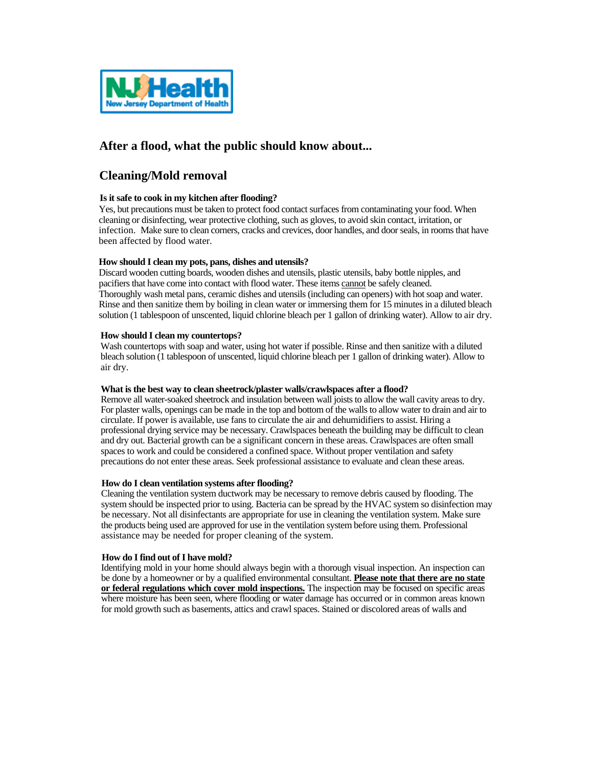NJ Health
New Jersey Department of Health

## After a flood, what the public should know about...

## Cleaning/Mold removal

**Is it safe to cook in my kitchen after flooding?**
Yes, but precautions must be taken to protect food contact surfaces from contaminating your food. When cleaning or disinfecting, wear protective clothing, such as gloves, to avoid skin contact, irritation, or infection. Make sure to clean corners, cracks and crevices, door handles, and door seals, in rooms that have been affected by flood water.

**How should I clean my pots, pans, dishes and utensils?**
Discard wooden cutting boards, wooden dishes and utensils, plastic utensils, baby bottle nipples, and pacifiers that have come into contact with flood water. These items <u>cannot</u> be safely cleaned. Thoroughly wash metal pans, ceramic dishes and utensils (including can openers) with hot soap and water. Rinse and then sanitize them by boiling in clean water or immersing them for 15 minutes in a diluted bleach solution (1 tablespoon of unscented, liquid chlorine bleach per 1 gallon of drinking water). Allow to air dry.

**How should I clean my countertops?**
Wash countertops with soap and water, using hot water if possible. Rinse and then sanitize with a diluted bleach solution (1 tablespoon of unscented, liquid chlorine bleach per 1 gallon of drinking water). Allow to air dry.

**What is the best way to clean sheetrock/plaster walls/crawlspaces after a flood?**
Remove all water-soaked sheetrock and insulation between wall joists to allow the wall cavity areas to dry. For plaster walls, openings can be made in the top and bottom of the walls to allow water to drain and air to circulate. If power is available, use fans to circulate the air and dehumidifiers to assist. Hiring a professional drying service may be necessary. Crawlspaces beneath the building may be difficult to clean and dry out. Bacterial growth can be a significant concern in these areas. Crawlspaces are often small spaces to work and could be considered a confined space. Without proper ventilation and safety precautions do not enter these areas. Seek professional assistance to evaluate and clean these areas.

**How do I clean ventilation systems after flooding?**
Cleaning the ventilation system ductwork may be necessary to remove debris caused by flooding. The system should be inspected prior to using. Bacteria can be spread by the HVAC system so disinfection may be necessary. Not all disinfectants are appropriate for use in cleaning the ventilation system. Make sure the products being used are approved for use in the ventilation system before using them. Professional assistance may be needed for proper cleaning of the system.

**How do I find out of I have mold?**
Identifying mold in your home should always begin with a thorough visual inspection. An inspection can be done by a homeowner or by a qualified environmental consultant. **<u>Please note that there are no state or federal regulations which cover mold inspections.</u>** The inspection may be focused on specific areas where moisture has been seen, where flooding or water damage has occurred or in common areas known for mold growth such as basements, attics and crawl spaces. Stained or discolored areas of walls and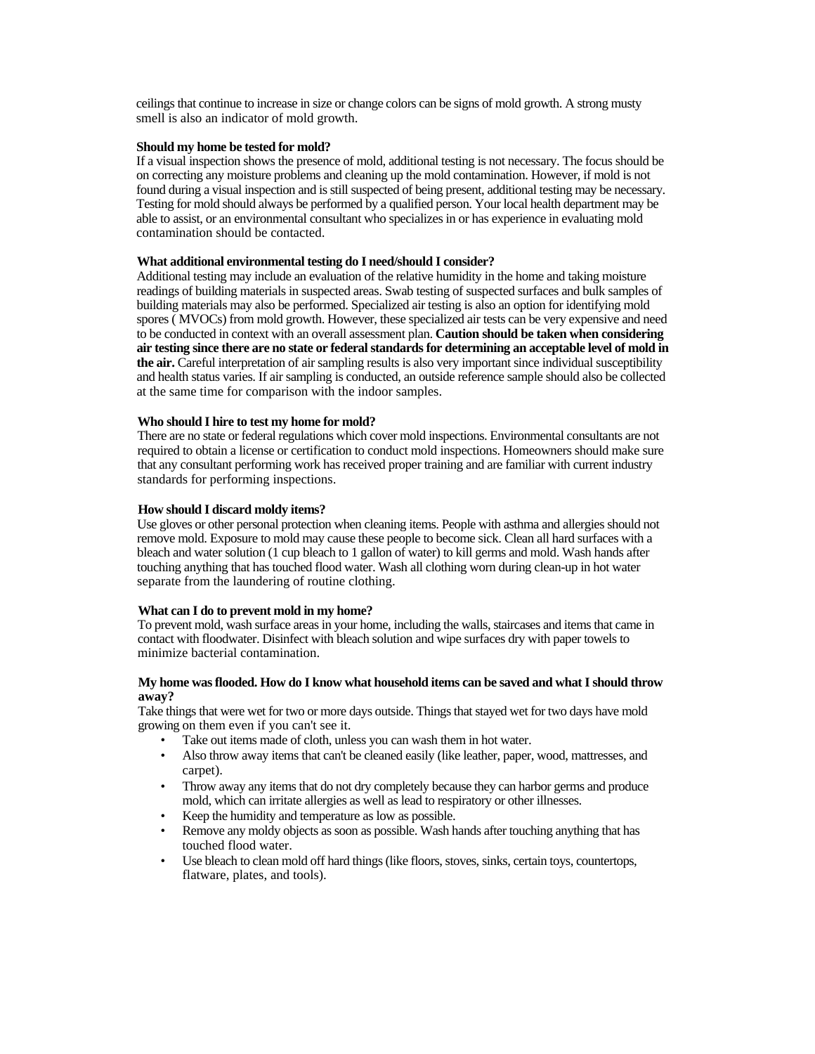ceilings that continue to increase in size or change colors can be signs of mold growth. A strong musty smell is also an indicator of mold growth.

**Should my home be tested for mold?**

If a visual inspection shows the presence of mold, additional testing is not necessary. The focus should be on correcting any moisture problems and cleaning up the mold contamination. However, if mold is not found during a visual inspection and is still suspected of being present, additional testing may be necessary. Testing for mold should always be performed by a qualified person. Your local health department may be able to assist, or an environmental consultant who specializes in or has experience in evaluating mold contamination should be contacted.

**What additional environmental testing do I need/should I consider?**

Additional testing may include an evaluation of the relative humidity in the home and taking moisture readings of building materials in suspected areas. Swab testing of suspected surfaces and bulk samples of building materials may also be performed. Specialized air testing is also an option for identifying mold spores ( MVOCs) from mold growth. However, these specialized air tests can be very expensive and need to be conducted in context with an overall assessment plan. **Caution should be taken when considering air testing since there are no state or federal standards for determining an acceptable level of mold in the air.** Careful interpretation of air sampling results is also very important since individual susceptibility and health status varies. If air sampling is conducted, an outside reference sample should also be collected at the same time for comparison with the indoor samples.

**Who should I hire to test my home for mold?**

There are no state or federal regulations which cover mold inspections. Environmental consultants are not required to obtain a license or certification to conduct mold inspections. Homeowners should make sure that any consultant performing work has received proper training and are familiar with current industry standards for performing inspections.

**How should I discard moldy items?**

Use gloves or other personal protection when cleaning items. People with asthma and allergies should not remove mold. Exposure to mold may cause these people to become sick. Clean all hard surfaces with a bleach and water solution (1 cup bleach to 1 gallon of water) to kill germs and mold. Wash hands after touching anything that has touched flood water. Wash all clothing worn during clean-up in hot water separate from the laundering of routine clothing.

**What can I do to prevent mold in my home?**

To prevent mold, wash surface areas in your home, including the walls, staircases and items that came in contact with floodwater. Disinfect with bleach solution and wipe surfaces dry with paper towels to minimize bacterial contamination.

**My home was flooded. How do I know what household items can be saved and what I should throw away?**

Take things that were wet for two or more days outside. Things that stayed wet for two days have mold growing on them even if you can't see it.

- Take out items made of cloth, unless you can wash them in hot water.
- Also throw away items that can't be cleaned easily (like leather, paper, wood, mattresses, and carpet).
- Throw away any items that do not dry completely because they can harbor germs and produce mold, which can irritate allergies as well as lead to respiratory or other illnesses.
- Keep the humidity and temperature as low as possible.
- Remove any moldy objects as soon as possible. Wash hands after touching anything that has touched flood water.
- Use bleach to clean mold off hard things (like floors, stoves, sinks, certain toys, countertops, flatware, plates, and tools).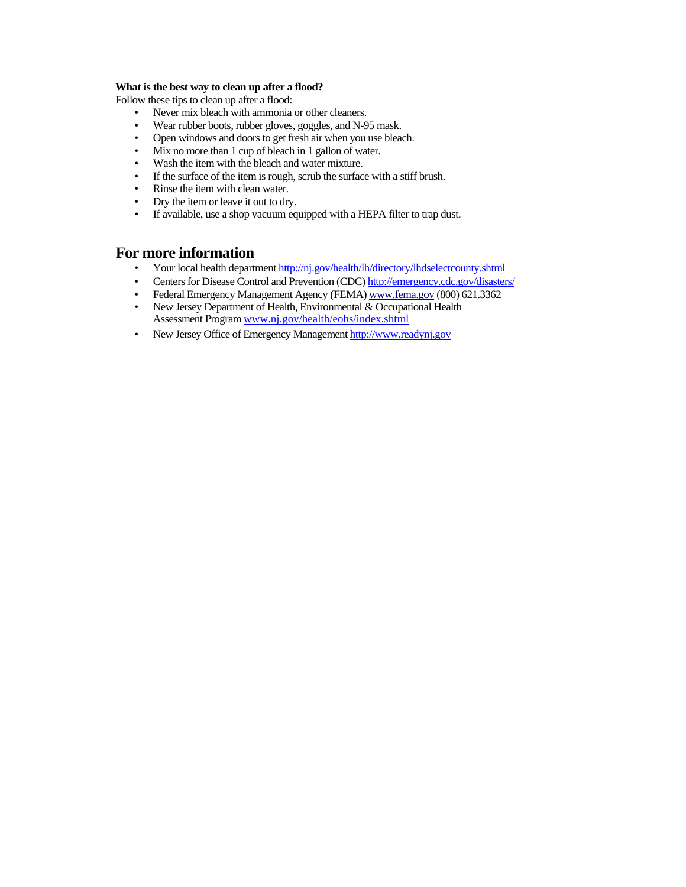**What is the best way to clean up after a flood?**

Follow these tips to clean up after a flood:

- Never mix bleach with ammonia or other cleaners.
- Wear rubber boots, rubber gloves, goggles, and N-95 mask.
- Open windows and doors to get fresh air when you use bleach.
- Mix no more than 1 cup of bleach in 1 gallon of water.
- Wash the item with the bleach and water mixture.
- If the surface of the item is rough, scrub the surface with a stiff brush.
- Rinse the item with clean water.
- Dry the item or leave it out to dry.
- If available, use a shop vacuum equipped with a HEPA filter to trap dust.

## For more information

- Your local health department http://nj.gov/health/lh/directory/lhdselectcounty.shtml
- Centers for Disease Control and Prevention (CDC) http://emergency.cdc.gov/disasters/
- Federal Emergency Management Agency (FEMA) www.fema.gov (800) 621.3362
- New Jersey Department of Health, Environmental & Occupational Health Assessment Program www.nj.gov/health/eohs/index.shtml
- New Jersey Office of Emergency Management http://www.readynj.gov